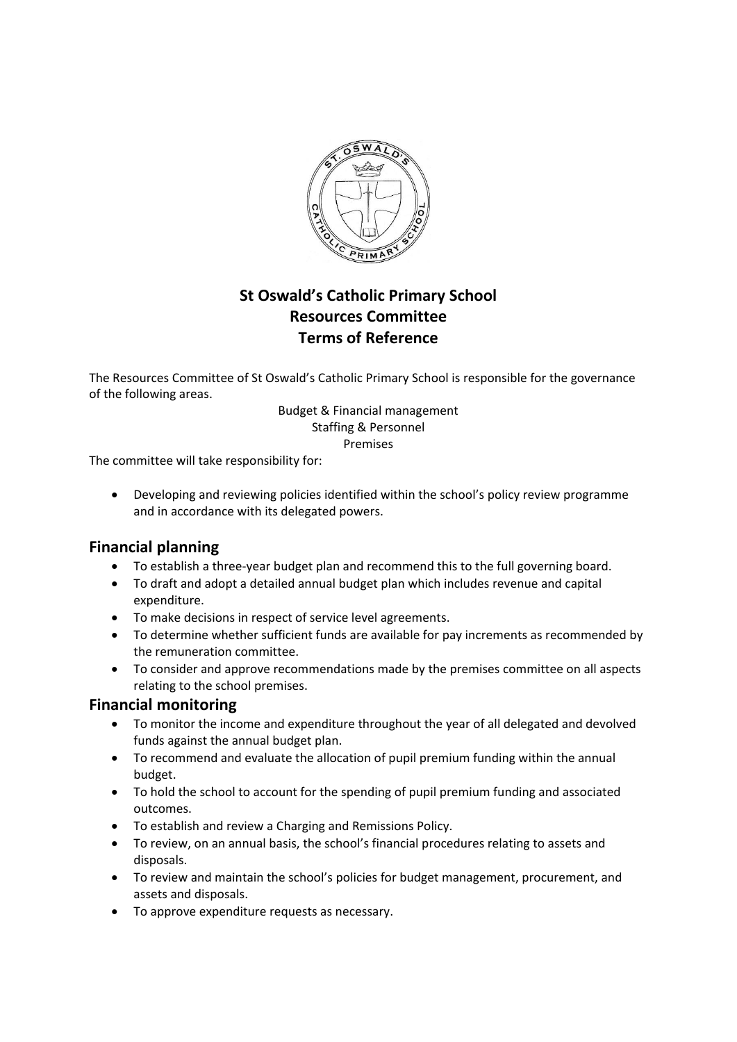# St Oswald's Catholic Primary School
# Resources Committee
# Terms of Reference

The Resources Committee of St Oswald's Catholic Primary School is responsible for the governance of the following areas.

Budget & Financial management
Staffing & Personnel
Premises

The committee will take responsibility for:

- Developing and reviewing policies identified within the school's policy review programme and in accordance with its delegated powers.

## Financial planning

- To establish a three-year budget plan and recommend this to the full governing board.
- To draft and adopt a detailed annual budget plan which includes revenue and capital expenditure.
- To make decisions in respect of service level agreements.
- To determine whether sufficient funds are available for pay increments as recommended by the remuneration committee.
- To consider and approve recommendations made by the premises committee on all aspects relating to the school premises.

## Financial monitoring

- To monitor the income and expenditure throughout the year of all delegated and devolved funds against the annual budget plan.
- To recommend and evaluate the allocation of pupil premium funding within the annual budget.
- To hold the school to account for the spending of pupil premium funding and associated outcomes.
- To establish and review a Charging and Remissions Policy.
- To review, on an annual basis, the school's financial procedures relating to assets and disposals.
- To review and maintain the school's policies for budget management, procurement, and assets and disposals.
- To approve expenditure requests as necessary.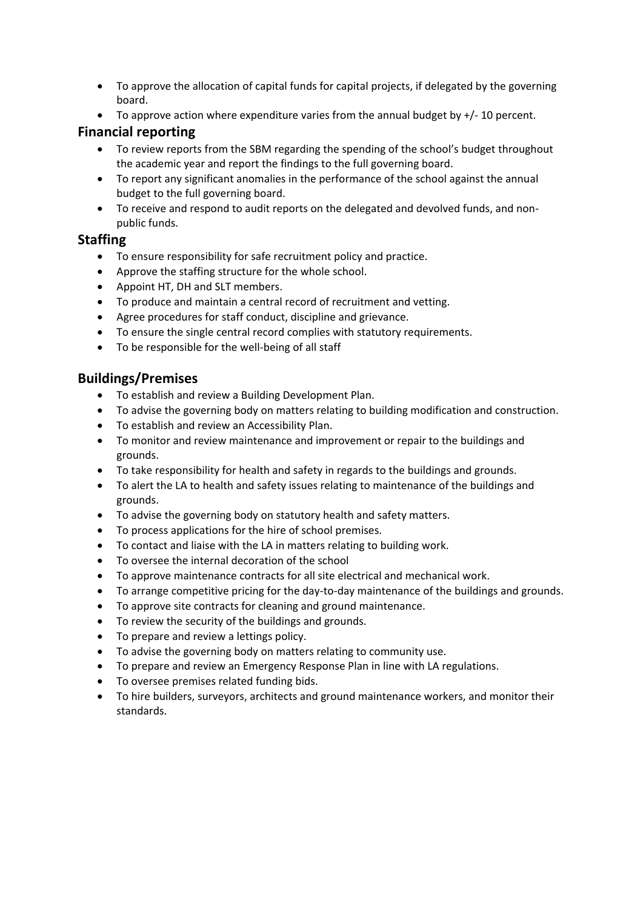- To approve the allocation of capital funds for capital projects, if delegated by the governing board.
- To approve action where expenditure varies from the annual budget by +/- 10 percent.

## Financial reporting

- To review reports from the SBM regarding the spending of the school's budget throughout the academic year and report the findings to the full governing board.
- To report any significant anomalies in the performance of the school against the annual budget to the full governing board.
- To receive and respond to audit reports on the delegated and devolved funds, and non-public funds.

## Staffing

- To ensure responsibility for safe recruitment policy and practice.
- Approve the staffing structure for the whole school.
- Appoint HT, DH and SLT members.
- To produce and maintain a central record of recruitment and vetting.
- Agree procedures for staff conduct, discipline and grievance.
- To ensure the single central record complies with statutory requirements.
- To be responsible for the well-being of all staff

## Buildings/Premises

- To establish and review a Building Development Plan.
- To advise the governing body on matters relating to building modification and construction.
- To establish and review an Accessibility Plan.
- To monitor and review maintenance and improvement or repair to the buildings and grounds.
- To take responsibility for health and safety in regards to the buildings and grounds.
- To alert the LA to health and safety issues relating to maintenance of the buildings and grounds.
- To advise the governing body on statutory health and safety matters.
- To process applications for the hire of school premises.
- To contact and liaise with the LA in matters relating to building work.
- To oversee the internal decoration of the school
- To approve maintenance contracts for all site electrical and mechanical work.
- To arrange competitive pricing for the day-to-day maintenance of the buildings and grounds.
- To approve site contracts for cleaning and ground maintenance.
- To review the security of the buildings and grounds.
- To prepare and review a lettings policy.
- To advise the governing body on matters relating to community use.
- To prepare and review an Emergency Response Plan in line with LA regulations.
- To oversee premises related funding bids.
- To hire builders, surveyors, architects and ground maintenance workers, and monitor their standards.